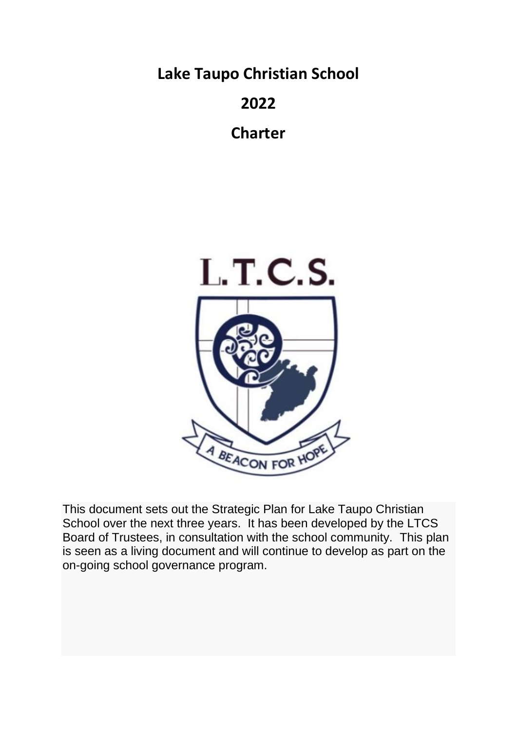# Lake Taupo Christian School

# 2022

# Charter

This document sets out the Strategic Plan for Lake Taupo Christian School over the next three years. It has been developed by the LTCS Board of Trustees, in consultation with the school community. This plan is seen as a living document and will continue to develop as part on the on-going school governance program.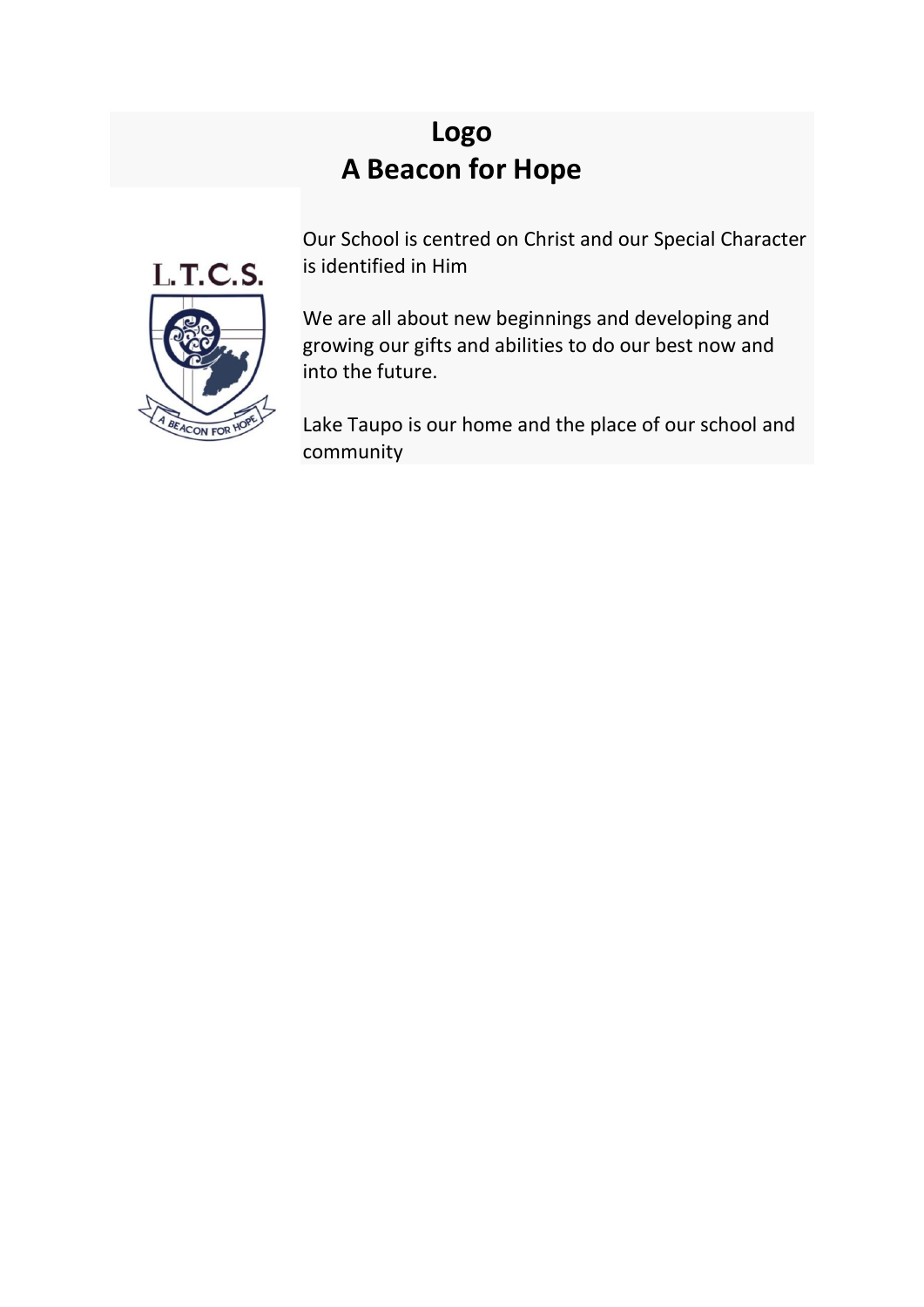# Logo
# A Beacon for Hope

Our School is centred on Christ and our Special Character is identified in Him

We are all about new beginnings and developing and growing our gifts and abilities to do our best now and into the future.

Lake Taupo is our home and the place of our school and community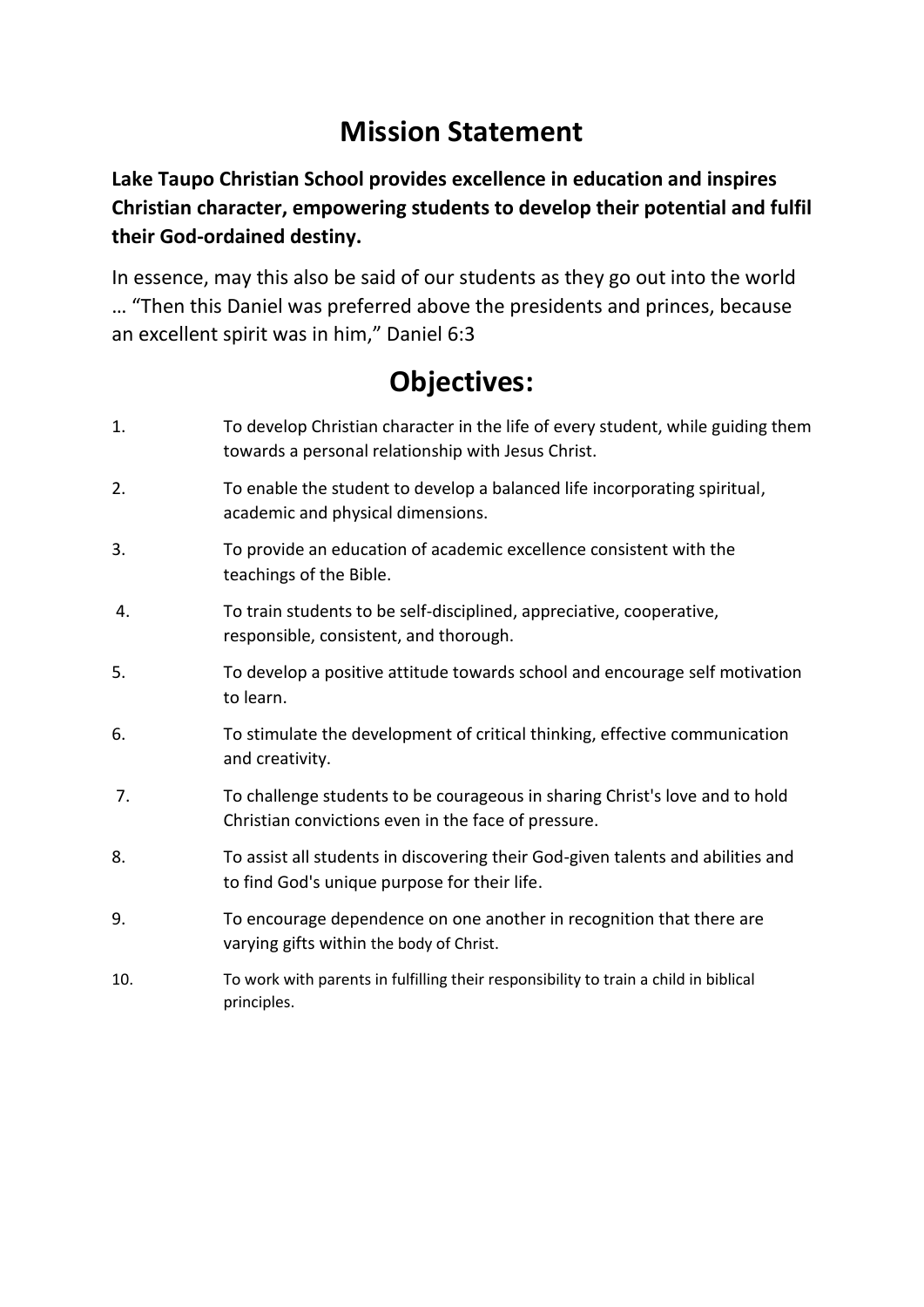# Mission Statement

**Lake Taupo Christian School provides excellence in education and inspires Christian character, empowering students to develop their potential and fulfil their God-ordained destiny.**

In essence, may this also be said of our students as they go out into the world … "Then this Daniel was preferred above the presidents and princes, because an excellent spirit was in him," Daniel 6:3

# Objectives:

1. To develop Christian character in the life of every student, while guiding them towards a personal relationship with Jesus Christ.
2. To enable the student to develop a balanced life incorporating spiritual, academic and physical dimensions.
3. To provide an education of academic excellence consistent with the teachings of the Bible.
4. To train students to be self-disciplined, appreciative, cooperative, responsible, consistent, and thorough.
5. To develop a positive attitude towards school and encourage self motivation to learn.
6. To stimulate the development of critical thinking, effective communication and creativity.
7. To challenge students to be courageous in sharing Christ's love and to hold Christian convictions even in the face of pressure.
8. To assist all students in discovering their God-given talents and abilities and to find God's unique purpose for their life.
9. To encourage dependence on one another in recognition that there are varying gifts within the body of Christ.
10. To work with parents in fulfilling their responsibility to train a child in biblical principles.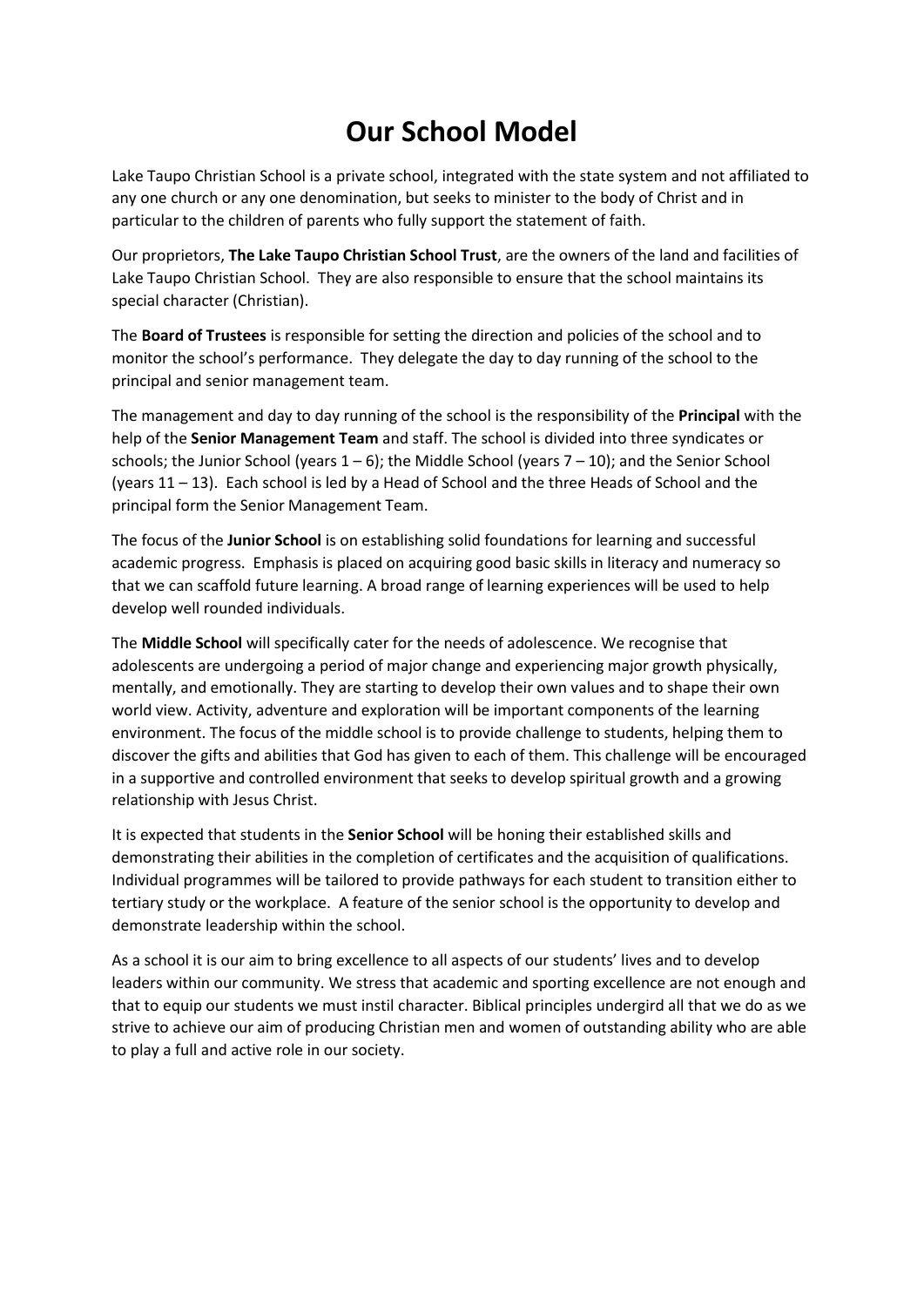# Our School Model

Lake Taupo Christian School is a private school, integrated with the state system and not affiliated to any one church or any one denomination, but seeks to minister to the body of Christ and in particular to the children of parents who fully support the statement of faith.

Our proprietors, **The Lake Taupo Christian School Trust**, are the owners of the land and facilities of Lake Taupo Christian School. They are also responsible to ensure that the school maintains its special character (Christian).

The **Board of Trustees** is responsible for setting the direction and policies of the school and to monitor the school's performance. They delegate the day to day running of the school to the principal and senior management team.

The management and day to day running of the school is the responsibility of the **Principal** with the help of the **Senior Management Team** and staff. The school is divided into three syndicates or schools; the Junior School (years 1 – 6); the Middle School (years 7 – 10); and the Senior School (years 11 – 13). Each school is led by a Head of School and the three Heads of School and the principal form the Senior Management Team.

The focus of the **Junior School** is on establishing solid foundations for learning and successful academic progress. Emphasis is placed on acquiring good basic skills in literacy and numeracy so that we can scaffold future learning. A broad range of learning experiences will be used to help develop well rounded individuals.

The **Middle School** will specifically cater for the needs of adolescence. We recognise that adolescents are undergoing a period of major change and experiencing major growth physically, mentally, and emotionally. They are starting to develop their own values and to shape their own world view. Activity, adventure and exploration will be important components of the learning environment. The focus of the middle school is to provide challenge to students, helping them to discover the gifts and abilities that God has given to each of them. This challenge will be encouraged in a supportive and controlled environment that seeks to develop spiritual growth and a growing relationship with Jesus Christ.

It is expected that students in the **Senior School** will be honing their established skills and demonstrating their abilities in the completion of certificates and the acquisition of qualifications. Individual programmes will be tailored to provide pathways for each student to transition either to tertiary study or the workplace. A feature of the senior school is the opportunity to develop and demonstrate leadership within the school.

As a school it is our aim to bring excellence to all aspects of our students' lives and to develop leaders within our community. We stress that academic and sporting excellence are not enough and that to equip our students we must instil character. Biblical principles undergird all that we do as we strive to achieve our aim of producing Christian men and women of outstanding ability who are able to play a full and active role in our society.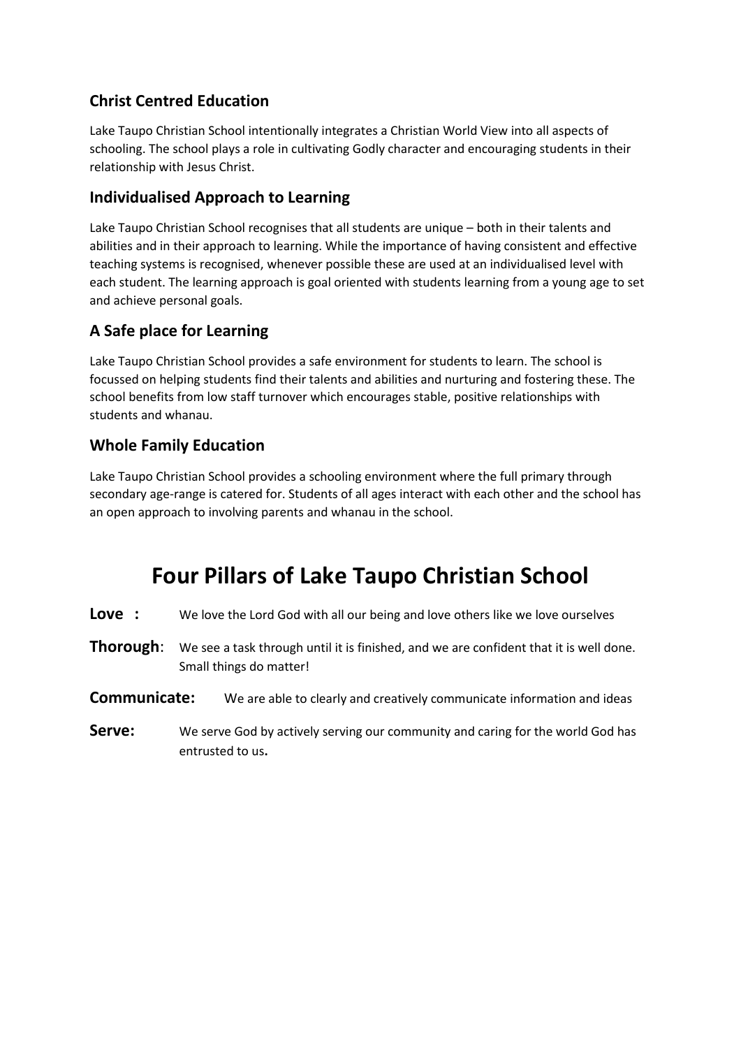### Christ Centred Education

Lake Taupo Christian School intentionally integrates a Christian World View into all aspects of schooling. The school plays a role in cultivating Godly character and encouraging students in their relationship with Jesus Christ.

### Individualised Approach to Learning

Lake Taupo Christian School recognises that all students are unique – both in their talents and abilities and in their approach to learning. While the importance of having consistent and effective teaching systems is recognised, whenever possible these are used at an individualised level with each student. The learning approach is goal oriented with students learning from a young age to set and achieve personal goals.

### A Safe place for Learning

Lake Taupo Christian School provides a safe environment for students to learn. The school is focussed on helping students find their talents and abilities and nurturing and fostering these. The school benefits from low staff turnover which encourages stable, positive relationships with students and whanau.

### Whole Family Education

Lake Taupo Christian School provides a schooling environment where the full primary through secondary age-range is catered for. Students of all ages interact with each other and the school has an open approach to involving parents and whanau in the school.

# Four Pillars of Lake Taupo Christian School

**Love :** We love the Lord God with all our being and love others like we love ourselves

**Thorough**: We see a task through until it is finished, and we are confident that it is well done. Small things do matter!

**Communicate:** We are able to clearly and creatively communicate information and ideas

**Serve:** We serve God by actively serving our community and caring for the world God has entrusted to us**.**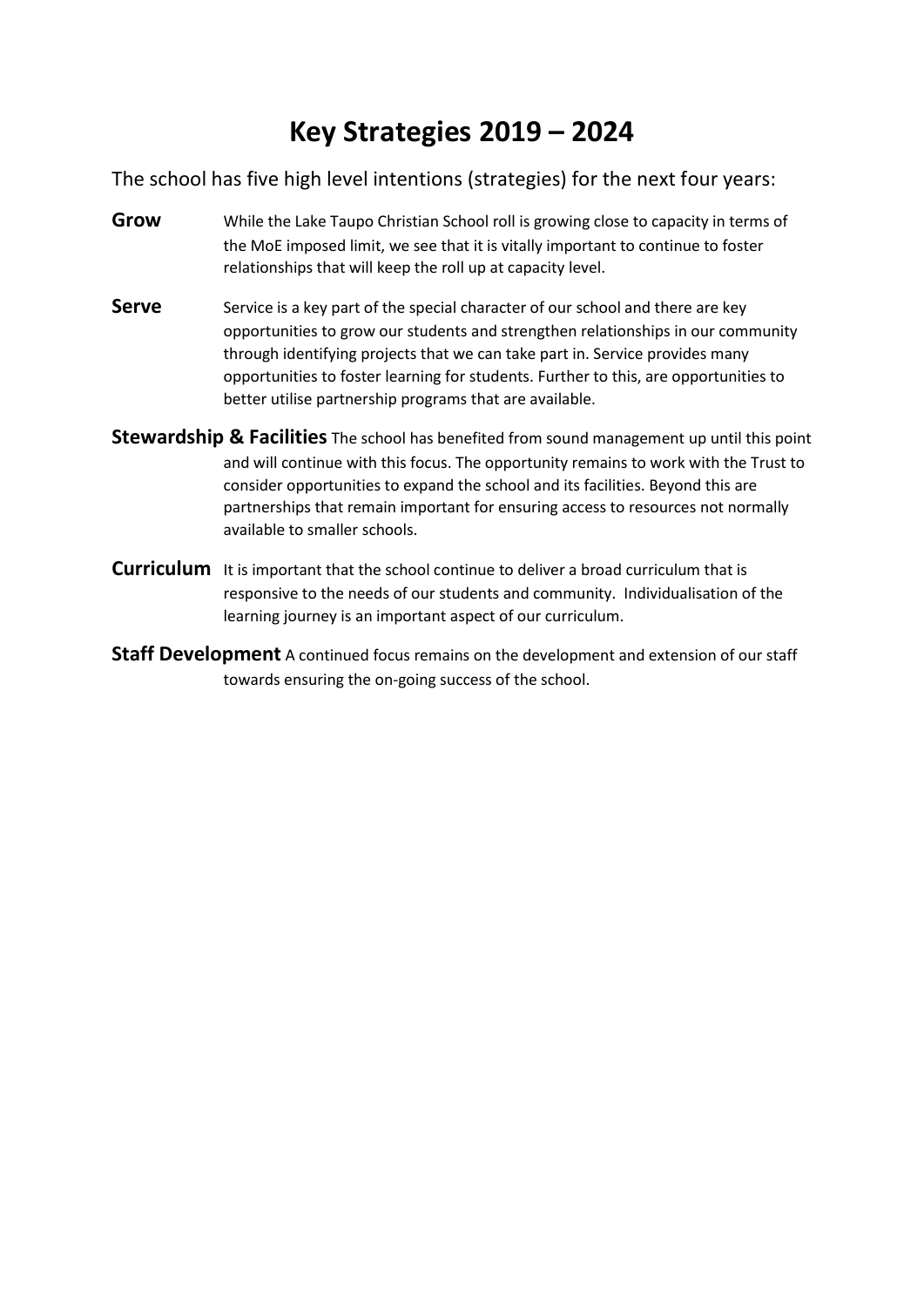# Key Strategies 2019 – 2024

The school has five high level intentions (strategies) for the next four years:

**Grow** While the Lake Taupo Christian School roll is growing close to capacity in terms of the MoE imposed limit, we see that it is vitally important to continue to foster relationships that will keep the roll up at capacity level.

**Serve** Service is a key part of the special character of our school and there are key opportunities to grow our students and strengthen relationships in our community through identifying projects that we can take part in. Service provides many opportunities to foster learning for students. Further to this, are opportunities to better utilise partnership programs that are available.

**Stewardship & Facilities** The school has benefited from sound management up until this point and will continue with this focus. The opportunity remains to work with the Trust to consider opportunities to expand the school and its facilities. Beyond this are partnerships that remain important for ensuring access to resources not normally available to smaller schools.

**Curriculum** It is important that the school continue to deliver a broad curriculum that is responsive to the needs of our students and community. Individualisation of the learning journey is an important aspect of our curriculum.

**Staff Development** A continued focus remains on the development and extension of our staff towards ensuring the on-going success of the school.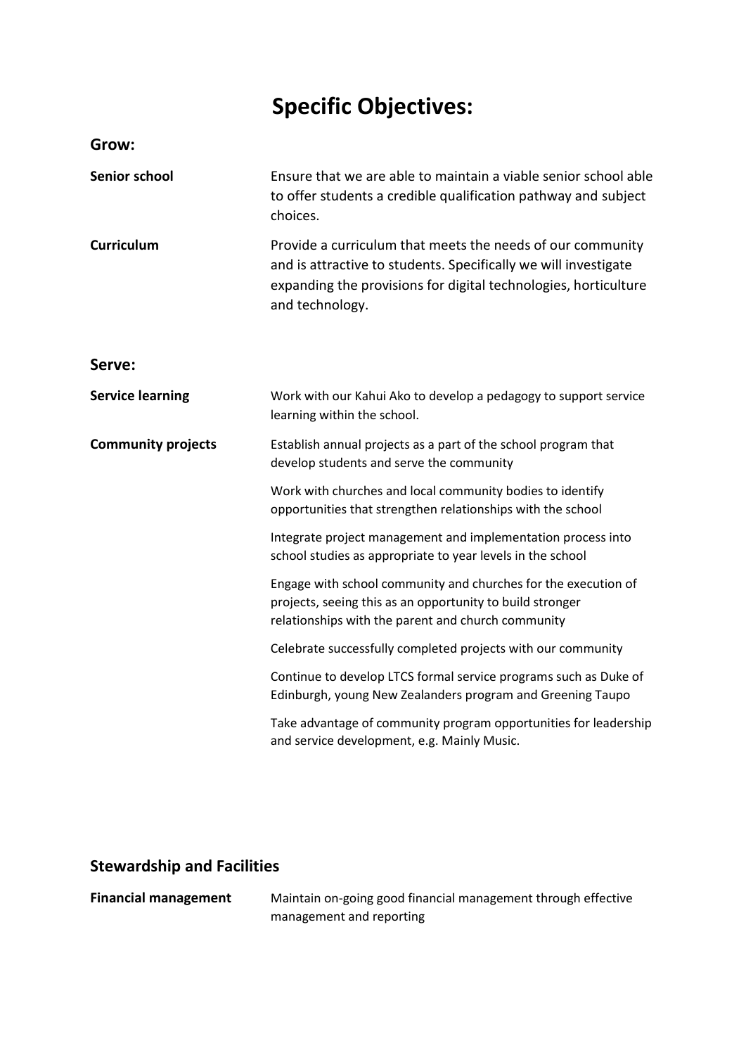# Specific Objectives:

## Grow:

**Senior school**

Ensure that we are able to maintain a viable senior school able to offer students a credible qualification pathway and subject choices.

**Curriculum**

Provide a curriculum that meets the needs of our community and is attractive to students. Specifically we will investigate expanding the provisions for digital technologies, horticulture and technology.

## Serve:

**Service learning**

Work with our Kahui Ako to develop a pedagogy to support service learning within the school.

**Community projects**

Establish annual projects as a part of the school program that develop students and serve the community

Work with churches and local community bodies to identify opportunities that strengthen relationships with the school

Integrate project management and implementation process into school studies as appropriate to year levels in the school

Engage with school community and churches for the execution of projects, seeing this as an opportunity to build stronger relationships with the parent and church community

Celebrate successfully completed projects with our community

Continue to develop LTCS formal service programs such as Duke of Edinburgh, young New Zealanders program and Greening Taupo

Take advantage of community program opportunities for leadership and service development, e.g. Mainly Music.

## Stewardship and Facilities

**Financial management**

Maintain on-going good financial management through effective management and reporting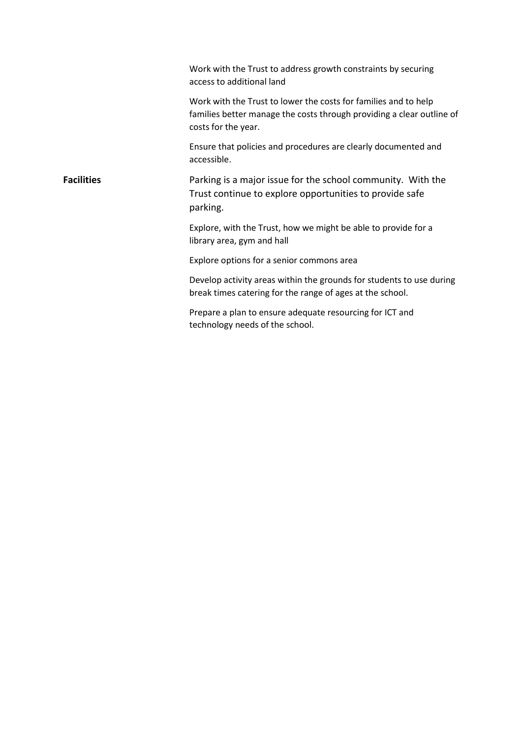| | |
|---|---|
| | Work with the Trust to address growth constraints by securing access to additional land |
| | Work with the Trust to lower the costs for families and to help families better manage the costs through providing a clear outline of costs for the year. |
| | Ensure that policies and procedures are clearly documented and accessible. |
| **Facilities** | Parking is a major issue for the school community. With the Trust continue to explore opportunities to provide safe parking. |
| | Explore, with the Trust, how we might be able to provide for a library area, gym and hall |
| | Explore options for a senior commons area |
| | Develop activity areas within the grounds for students to use during break times catering for the range of ages at the school. |
| | Prepare a plan to ensure adequate resourcing for ICT and technology needs of the school. |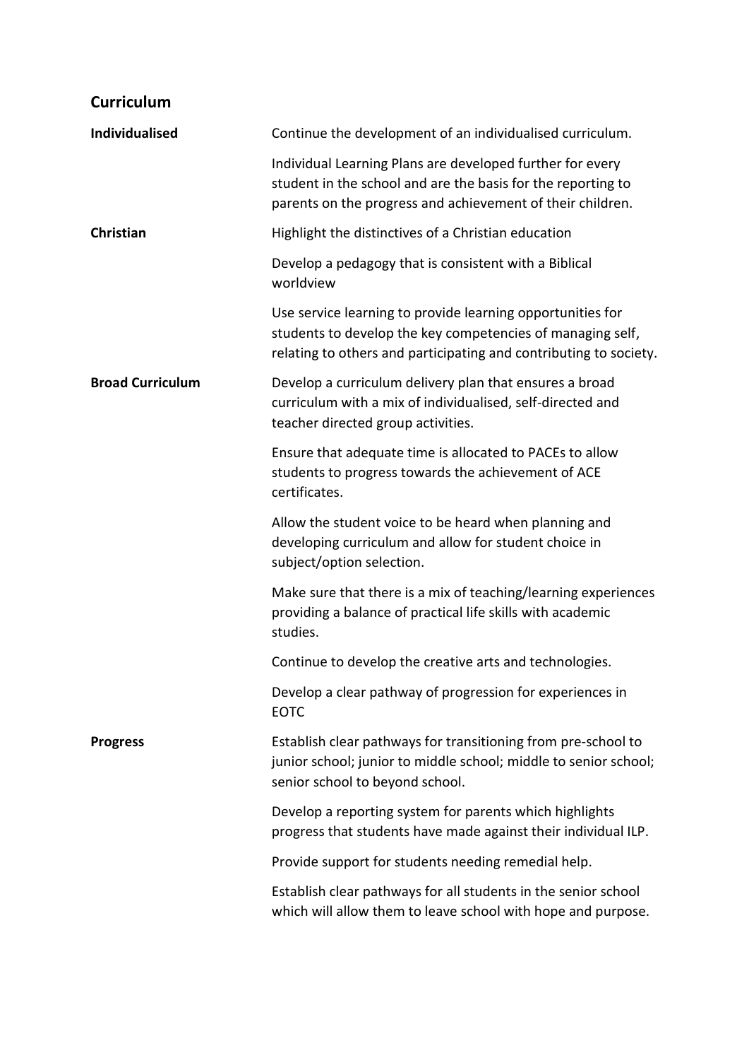## Curriculum

| | |
|---|---|
| **Individualised** | Continue the development of an individualised curriculum. |
| | Individual Learning Plans are developed further for every student in the school and are the basis for the reporting to parents on the progress and achievement of their children. |
| **Christian** | Highlight the distinctives of a Christian education |
| | Develop a pedagogy that is consistent with a Biblical worldview |
| | Use service learning to provide learning opportunities for students to develop the key competencies of managing self, relating to others and participating and contributing to society. |
| **Broad Curriculum** | Develop a curriculum delivery plan that ensures a broad curriculum with a mix of individualised, self-directed and teacher directed group activities. |
| | Ensure that adequate time is allocated to PACEs to allow students to progress towards the achievement of ACE certificates. |
| | Allow the student voice to be heard when planning and developing curriculum and allow for student choice in subject/option selection. |
| | Make sure that there is a mix of teaching/learning experiences providing a balance of practical life skills with academic studies. |
| | Continue to develop the creative arts and technologies. |
| | Develop a clear pathway of progression for experiences in EOTC |
| **Progress** | Establish clear pathways for transitioning from pre-school to junior school; junior to middle school; middle to senior school; senior school to beyond school. |
| | Develop a reporting system for parents which highlights progress that students have made against their individual ILP. |
| | Provide support for students needing remedial help. |
| | Establish clear pathways for all students in the senior school which will allow them to leave school with hope and purpose. |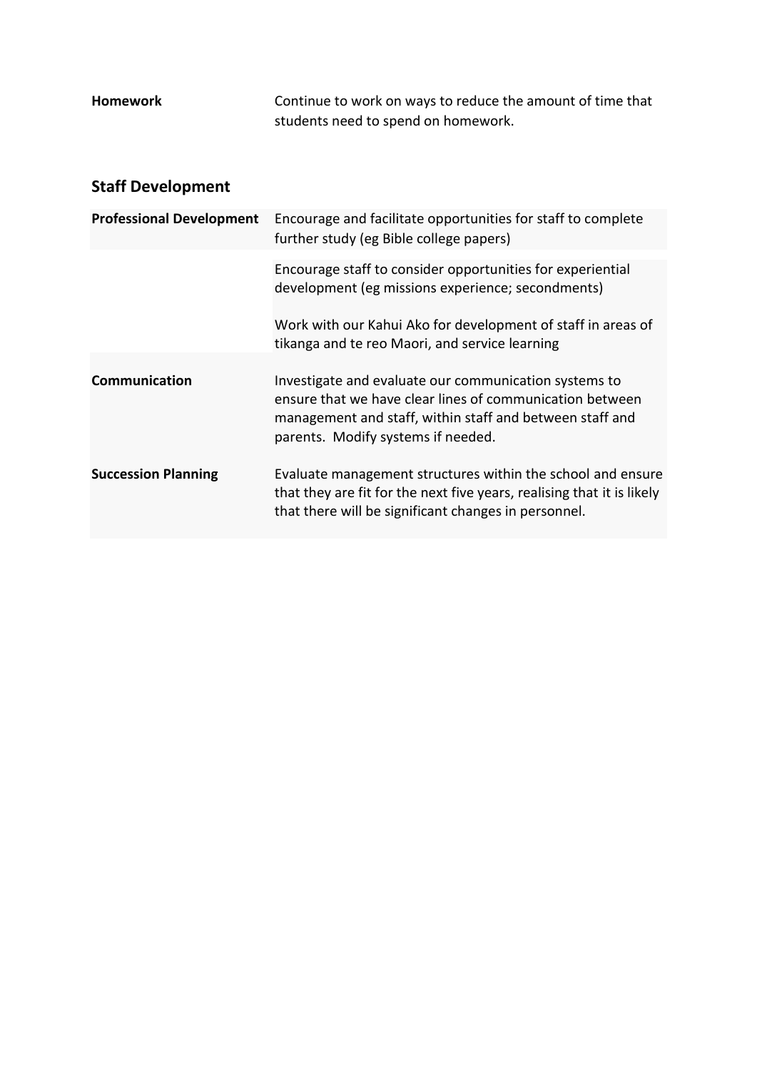| | |
|---|---|
| **Homework** | Continue to work on ways to reduce the amount of time that students need to spend on homework. |

## Staff Development

| | |
|---|---|
| **Professional Development** | Encourage and facilitate opportunities for staff to complete further study (eg Bible college papers) |
| | Encourage staff to consider opportunities for experiential development (eg missions experience; secondments)<br><br>Work with our Kahui Ako for development of staff in areas of tikanga and te reo Maori, and service learning |
| **Communication** | Investigate and evaluate our communication systems to ensure that we have clear lines of communication between management and staff, within staff and between staff and parents. Modify systems if needed. |
| **Succession Planning** | Evaluate management structures within the school and ensure that they are fit for the next five years, realising that it is likely that there will be significant changes in personnel. |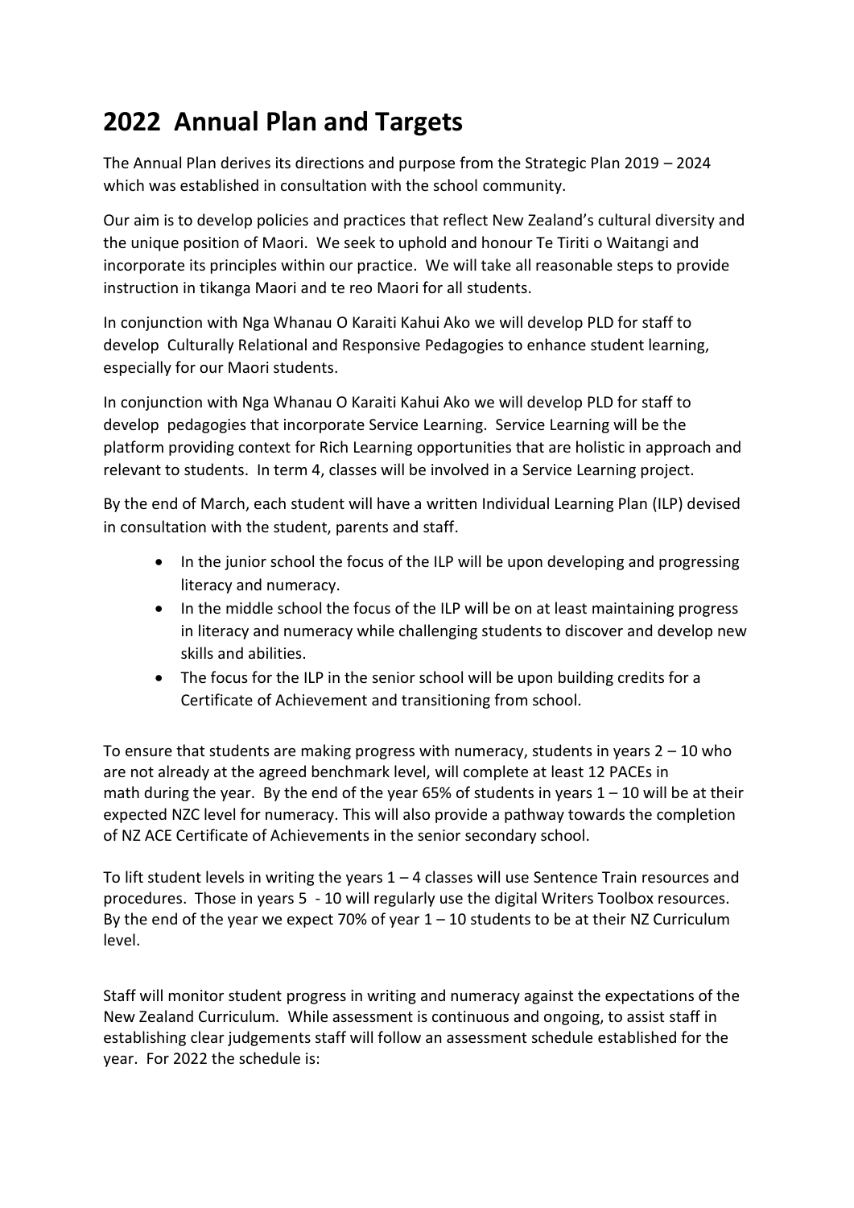# 2022 Annual Plan and Targets

The Annual Plan derives its directions and purpose from the Strategic Plan 2019 – 2024 which was established in consultation with the school community.

Our aim is to develop policies and practices that reflect New Zealand's cultural diversity and the unique position of Maori. We seek to uphold and honour Te Tiriti o Waitangi and incorporate its principles within our practice. We will take all reasonable steps to provide instruction in tikanga Maori and te reo Maori for all students.

In conjunction with Nga Whanau O Karaiti Kahui Ako we will develop PLD for staff to develop Culturally Relational and Responsive Pedagogies to enhance student learning, especially for our Maori students.

In conjunction with Nga Whanau O Karaiti Kahui Ako we will develop PLD for staff to develop pedagogies that incorporate Service Learning. Service Learning will be the platform providing context for Rich Learning opportunities that are holistic in approach and relevant to students. In term 4, classes will be involved in a Service Learning project.

By the end of March, each student will have a written Individual Learning Plan (ILP) devised in consultation with the student, parents and staff.

- In the junior school the focus of the ILP will be upon developing and progressing literacy and numeracy.
- In the middle school the focus of the ILP will be on at least maintaining progress in literacy and numeracy while challenging students to discover and develop new skills and abilities.
- The focus for the ILP in the senior school will be upon building credits for a Certificate of Achievement and transitioning from school.

To ensure that students are making progress with numeracy, students in years 2 – 10 who are not already at the agreed benchmark level, will complete at least 12 PACEs in math during the year. By the end of the year 65% of students in years 1 – 10 will be at their expected NZC level for numeracy. This will also provide a pathway towards the completion of NZ ACE Certificate of Achievements in the senior secondary school.

To lift student levels in writing the years 1 – 4 classes will use Sentence Train resources and procedures. Those in years 5 - 10 will regularly use the digital Writers Toolbox resources. By the end of the year we expect 70% of year 1 – 10 students to be at their NZ Curriculum level.

Staff will monitor student progress in writing and numeracy against the expectations of the New Zealand Curriculum. While assessment is continuous and ongoing, to assist staff in establishing clear judgements staff will follow an assessment schedule established for the year. For 2022 the schedule is: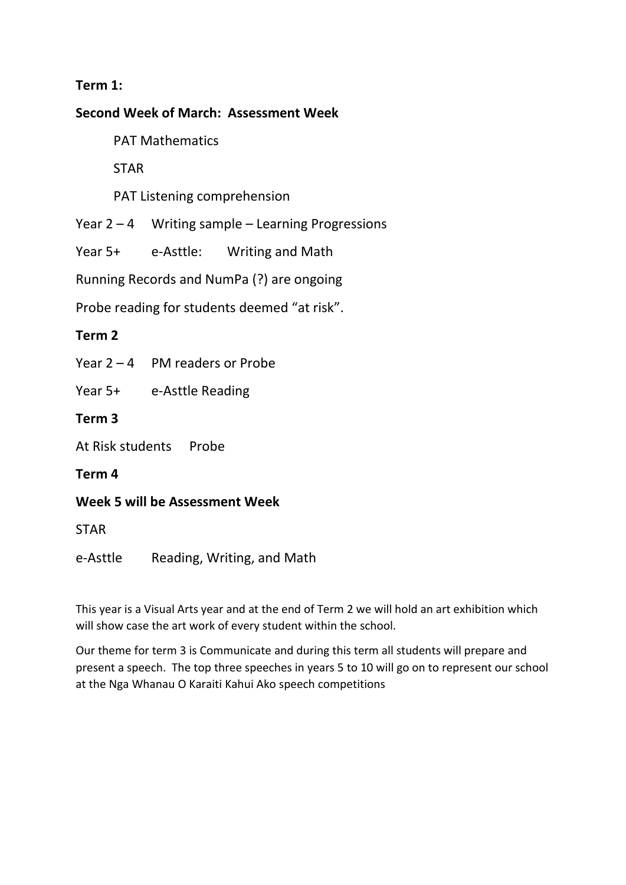**Term 1:**

**Second Week of March: Assessment Week**

PAT Mathematics

STAR

PAT Listening comprehension

Year 2 – 4 Writing sample – Learning Progressions

Year 5+ e-Asttle: Writing and Math

Running Records and NumPa (?) are ongoing

Probe reading for students deemed "at risk".

**Term 2**

Year 2 – 4 PM readers or Probe

Year 5+ e-Asttle Reading

**Term 3**

At Risk students Probe

**Term 4**

**Week 5 will be Assessment Week**

STAR

e-Asttle Reading, Writing, and Math

This year is a Visual Arts year and at the end of Term 2 we will hold an art exhibition which will show case the art work of every student within the school.

Our theme for term 3 is Communicate and during this term all students will prepare and present a speech. The top three speeches in years 5 to 10 will go on to represent our school at the Nga Whanau O Karaiti Kahui Ako speech competitions